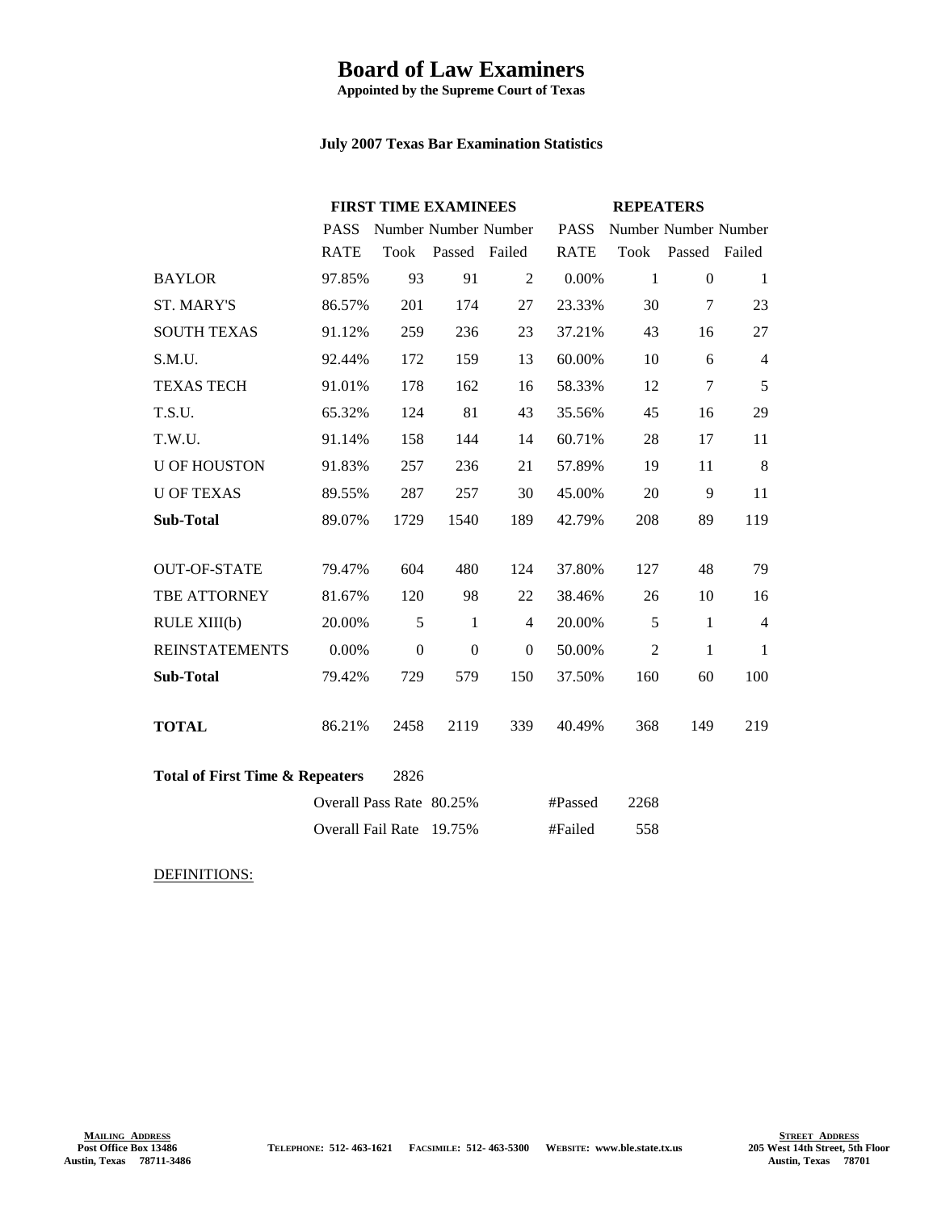# Board of Law Examiners

**Appointed by the Supreme Court of Texas**

**July 2007 Texas Bar Examination Statistics**

| | FIRST TIME EXAMINEES | | | | REPEATERS | | | |
|---|---|---|---|---|---|---|---|---|
| | PASS RATE | Number Took | Number Passed | Number Failed | PASS RATE | Number Took | Number Passed | Number Failed |
| BAYLOR | 97.85% | 93 | 91 | 2 | 0.00% | 1 | 0 | 1 |
| ST. MARY'S | 86.57% | 201 | 174 | 27 | 23.33% | 30 | 7 | 23 |
| SOUTH TEXAS | 91.12% | 259 | 236 | 23 | 37.21% | 43 | 16 | 27 |
| S.M.U. | 92.44% | 172 | 159 | 13 | 60.00% | 10 | 6 | 4 |
| TEXAS TECH | 91.01% | 178 | 162 | 16 | 58.33% | 12 | 7 | 5 |
| T.S.U. | 65.32% | 124 | 81 | 43 | 35.56% | 45 | 16 | 29 |
| T.W.U. | 91.14% | 158 | 144 | 14 | 60.71% | 28 | 17 | 11 |
| U OF HOUSTON | 91.83% | 257 | 236 | 21 | 57.89% | 19 | 11 | 8 |
| U OF TEXAS | 89.55% | 287 | 257 | 30 | 45.00% | 20 | 9 | 11 |
| **Sub-Total** | 89.07% | 1729 | 1540 | 189 | 42.79% | 208 | 89 | 119 |
| OUT-OF-STATE | 79.47% | 604 | 480 | 124 | 37.80% | 127 | 48 | 79 |
| TBE ATTORNEY | 81.67% | 120 | 98 | 22 | 38.46% | 26 | 10 | 16 |
| RULE XIII(b) | 20.00% | 5 | 1 | 4 | 20.00% | 5 | 1 | 4 |
| REINSTATEMENTS | 0.00% | 0 | 0 | 0 | 50.00% | 2 | 1 | 1 |
| **Sub-Total** | 79.42% | 729 | 579 | 150 | 37.50% | 160 | 60 | 100 |
| **TOTAL** | 86.21% | 2458 | 2119 | 339 | 40.49% | 368 | 149 | 219 |

**Total of First Time & Repeaters** 2826

| | | | |
|---|---|---|---|
| Overall Pass Rate | 80.25% | #Passed | 2268 |
| Overall Fail Rate | 19.75% | #Failed | 558 |

DEFINITIONS:

**MAILING ADDRESS**
Post Office Box 13486
Austin, Texas 78711-3486

TELEPHONE: 512- 463-1621 FACSIMILE: 512- 463-5300 WEBSITE: www.ble.state.tx.us

**STREET ADDRESS**
205 West 14th Street, 5th Floor
Austin, Texas 78701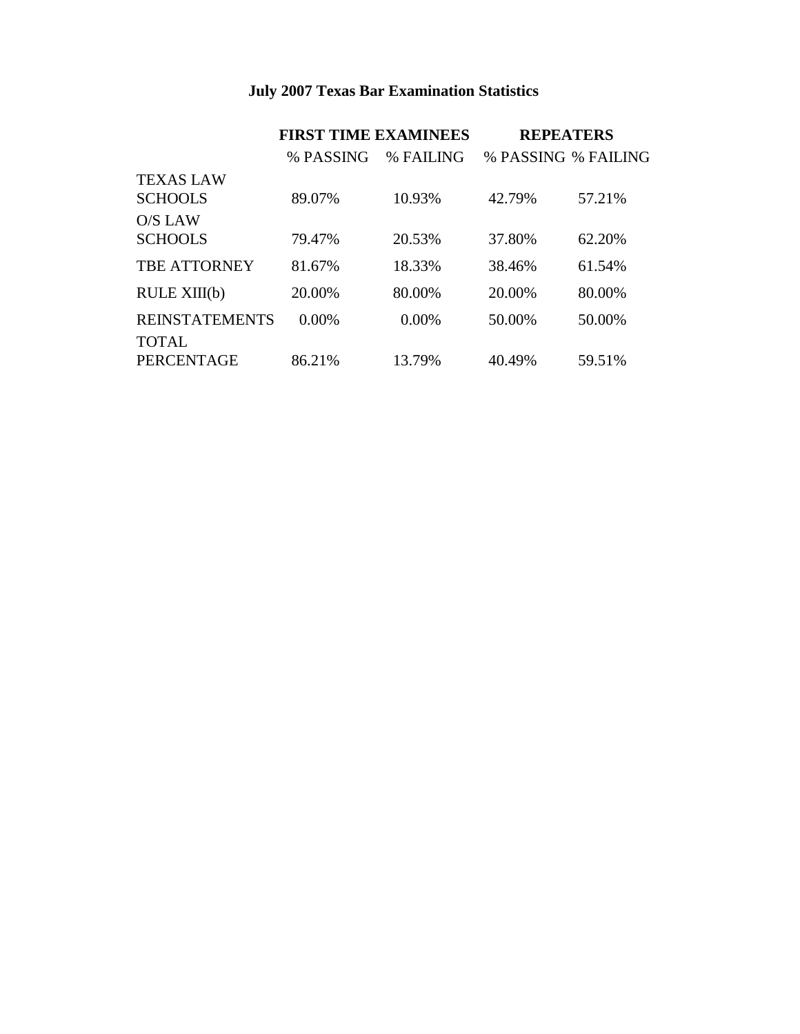**July 2007 Texas Bar Examination Statistics**

| | FIRST TIME EXAMINEES | | REPEATERS | |
|---|---|---|---|---|
| | % PASSING | % FAILING | % PASSING | % FAILING |
| TEXAS LAW SCHOOLS | 89.07% | 10.93% | 42.79% | 57.21% |
| O/S LAW SCHOOLS | 79.47% | 20.53% | 37.80% | 62.20% |
| TBE ATTORNEY | 81.67% | 18.33% | 38.46% | 61.54% |
| RULE XIII(b) | 20.00% | 80.00% | 20.00% | 80.00% |
| REINSTATEMENTS | 0.00% | 0.00% | 50.00% | 50.00% |
| TOTAL PERCENTAGE | 86.21% | 13.79% | 40.49% | 59.51% |